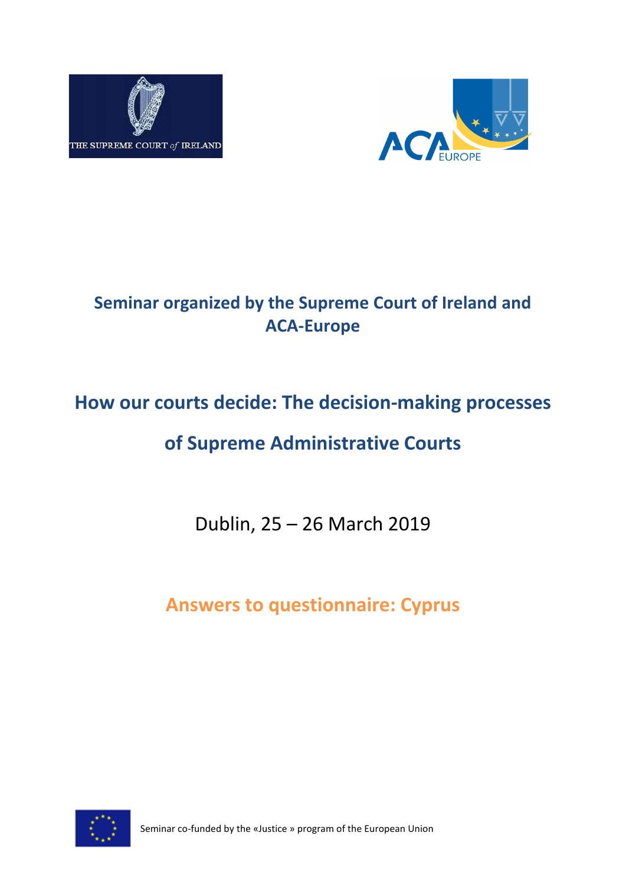THE SUPREME COURT *of* IRELAND

ACA EUROPE

## Seminar organized by the Supreme Court of Ireland and ACA-Europe

# How our courts decide: The decision-making processes of Supreme Administrative Courts

Dublin, 25 – 26 March 2019

## Answers to questionnaire: Cyprus

Seminar co-funded by the «Justice » program of the European Union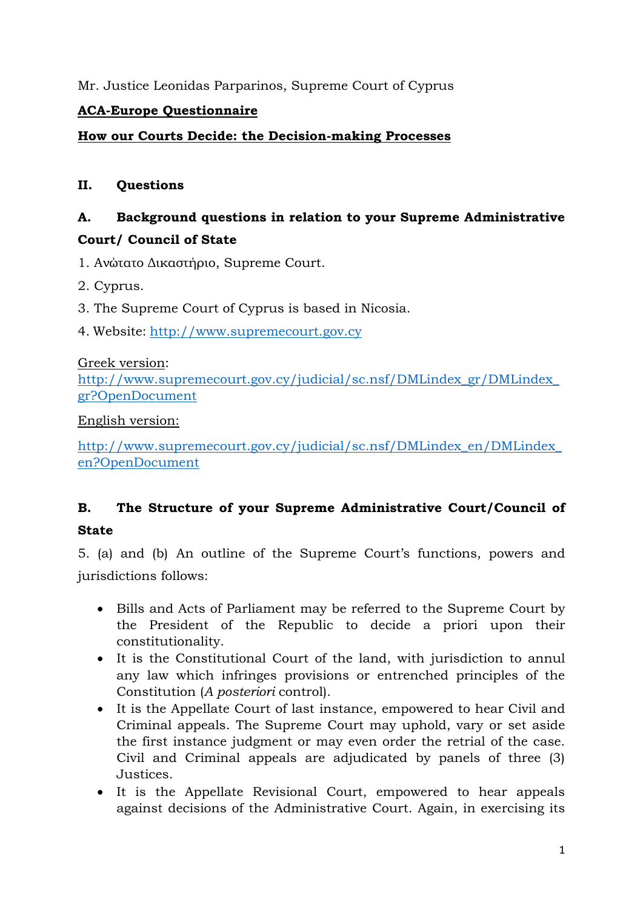Mr. Justice Leonidas Parparinos, Supreme Court of Cyprus

**ACA-Europe Questionnaire**

**How our Courts Decide: the Decision-making Processes**

## II. Questions

### A. Background questions in relation to your Supreme Administrative Court/ Council of State

1. Ανώτατο Δικαστήριο, Supreme Court.

2. Cyprus.

3. The Supreme Court of Cyprus is based in Nicosia.

4. Website: [http://www.supremecourt.gov.cy](http://www.supremecourt.gov.cy)

Greek version:
[http://www.supremecourt.gov.cy/judicial/sc.nsf/DMLindex_gr/DMLindex_gr?OpenDocument](http://www.supremecourt.gov.cy/judicial/sc.nsf/DMLindex_gr/DMLindex_gr?OpenDocument)

English version:

[http://www.supremecourt.gov.cy/judicial/sc.nsf/DMLindex_en/DMLindex_en?OpenDocument](http://www.supremecourt.gov.cy/judicial/sc.nsf/DMLindex_en/DMLindex_en?OpenDocument)

### B. The Structure of your Supreme Administrative Court/Council of State

5. (a) and (b) An outline of the Supreme Court's functions, powers and jurisdictions follows:

- Bills and Acts of Parliament may be referred to the Supreme Court by the President of the Republic to decide a priori upon their constitutionality.
- It is the Constitutional Court of the land, with jurisdiction to annul any law which infringes provisions or entrenched principles of the Constitution (*A posteriori* control).
- It is the Appellate Court of last instance, empowered to hear Civil and Criminal appeals. The Supreme Court may uphold, vary or set aside the first instance judgment or may even order the retrial of the case. Civil and Criminal appeals are adjudicated by panels of three (3) Justices.
- It is the Appellate Revisional Court, empowered to hear appeals against decisions of the Administrative Court. Again, in exercising its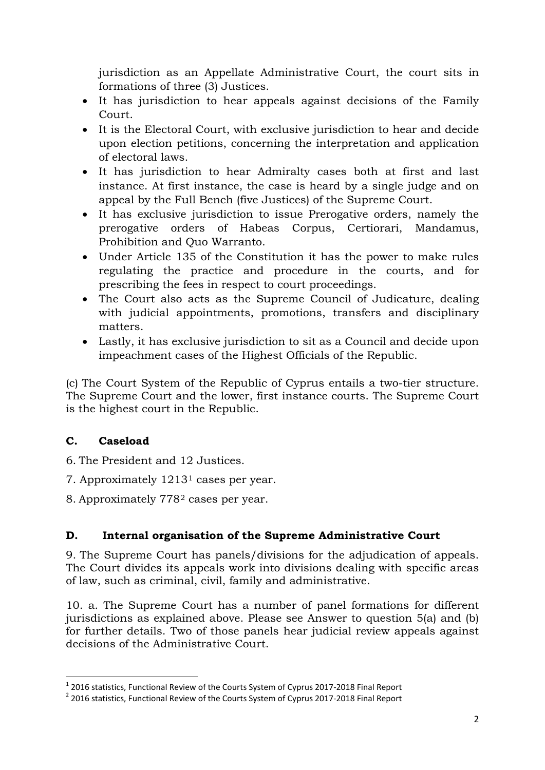jurisdiction as an Appellate Administrative Court, the court sits in formations of three (3) Justices.

- It has jurisdiction to hear appeals against decisions of the Family Court.
- It is the Electoral Court, with exclusive jurisdiction to hear and decide upon election petitions, concerning the interpretation and application of electoral laws.
- It has jurisdiction to hear Admiralty cases both at first and last instance. At first instance, the case is heard by a single judge and on appeal by the Full Bench (five Justices) of the Supreme Court.
- It has exclusive jurisdiction to issue Prerogative orders, namely the prerogative orders of Habeas Corpus, Certiorari, Mandamus, Prohibition and Quo Warranto.
- Under Article 135 of the Constitution it has the power to make rules regulating the practice and procedure in the courts, and for prescribing the fees in respect to court proceedings.
- The Court also acts as the Supreme Council of Judicature, dealing with judicial appointments, promotions, transfers and disciplinary matters.
- Lastly, it has exclusive jurisdiction to sit as a Council and decide upon impeachment cases of the Highest Officials of the Republic.

(c) The Court System of the Republic of Cyprus entails a two-tier structure. The Supreme Court and the lower, first instance courts. The Supreme Court is the highest court in the Republic.

## C. Caseload

6. The President and 12 Justices.

7. Approximately 1213[1] cases per year.

8. Approximately 778[2] cases per year.

## D. Internal organisation of the Supreme Administrative Court

9. The Supreme Court has panels/divisions for the adjudication of appeals. The Court divides its appeals work into divisions dealing with specific areas of law, such as criminal, civil, family and administrative.

10. a. The Supreme Court has a number of panel formations for different jurisdictions as explained above. Please see Answer to question 5(a) and (b) for further details. Two of those panels hear judicial review appeals against decisions of the Administrative Court.

---

[1] 2016 statistics, Functional Review of the Courts System of Cyprus 2017-2018 Final Report

[2] 2016 statistics, Functional Review of the Courts System of Cyprus 2017-2018 Final Report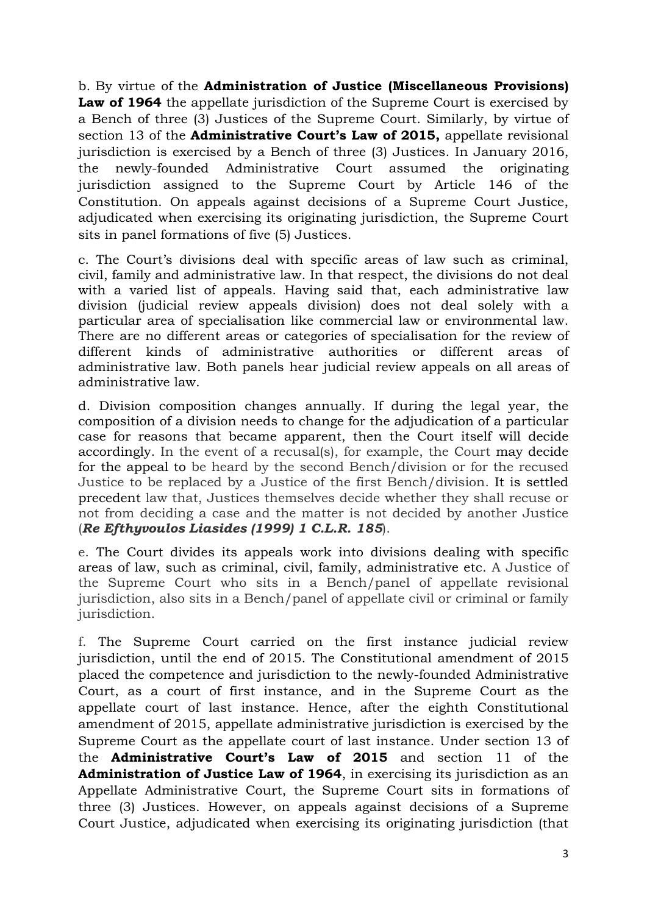b. By virtue of the **Administration of Justice (Miscellaneous Provisions) Law of 1964** the appellate jurisdiction of the Supreme Court is exercised by a Bench of three (3) Justices of the Supreme Court. Similarly, by virtue of section 13 of the **Administrative Court's Law of 2015,** appellate revisional jurisdiction is exercised by a Bench of three (3) Justices. In January 2016, the newly-founded Administrative Court assumed the originating jurisdiction assigned to the Supreme Court by Article 146 of the Constitution. On appeals against decisions of a Supreme Court Justice, adjudicated when exercising its originating jurisdiction, the Supreme Court sits in panel formations of five (5) Justices.

c. The Court's divisions deal with specific areas of law such as criminal, civil, family and administrative law. In that respect, the divisions do not deal with a varied list of appeals. Having said that, each administrative law division (judicial review appeals division) does not deal solely with a particular area of specialisation like commercial law or environmental law. There are no different areas or categories of specialisation for the review of different kinds of administrative authorities or different areas of administrative law. Both panels hear judicial review appeals on all areas of administrative law.

d. Division composition changes annually. If during the legal year, the composition of a division needs to change for the adjudication of a particular case for reasons that became apparent, then the Court itself will decide accordingly. In the event of a recusal(s), for example, the Court may decide for the appeal to be heard by the second Bench/division or for the recused Justice to be replaced by a Justice of the first Bench/division. It is settled precedent law that, Justices themselves decide whether they shall recuse or not from deciding a case and the matter is not decided by another Justice (***Re Efthyvoulos Liasides (1999) 1 C.L.R. 185***).

e. The Court divides its appeals work into divisions dealing with specific areas of law, such as criminal, civil, family, administrative etc. A Justice of the Supreme Court who sits in a Bench/panel of appellate revisional jurisdiction, also sits in a Bench/panel of appellate civil or criminal or family jurisdiction.

f. The Supreme Court carried on the first instance judicial review jurisdiction, until the end of 2015. The Constitutional amendment of 2015 placed the competence and jurisdiction to the newly-founded Administrative Court, as a court of first instance, and in the Supreme Court as the appellate court of last instance. Hence, after the eighth Constitutional amendment of 2015, appellate administrative jurisdiction is exercised by the Supreme Court as the appellate court of last instance. Under section 13 of the **Administrative Court's Law of 2015** and section 11 of the **Administration of Justice Law of 1964**, in exercising its jurisdiction as an Appellate Administrative Court, the Supreme Court sits in formations of three (3) Justices. However, on appeals against decisions of a Supreme Court Justice, adjudicated when exercising its originating jurisdiction (that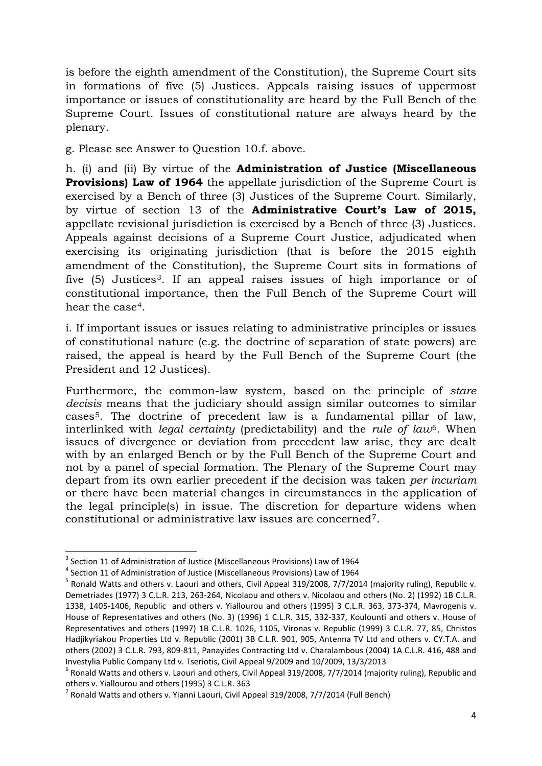is before the eighth amendment of the Constitution), the Supreme Court sits in formations of five (5) Justices. Appeals raising issues of uppermost importance or issues of constitutionality are heard by the Full Bench of the Supreme Court. Issues of constitutional nature are always heard by the plenary.

g. Please see Answer to Question 10.f. above.

h. (i) and (ii) By virtue of the **Administration of Justice (Miscellaneous Provisions) Law of 1964** the appellate jurisdiction of the Supreme Court is exercised by a Bench of three (3) Justices of the Supreme Court. Similarly, by virtue of section 13 of the **Administrative Court's Law of 2015,** appellate revisional jurisdiction is exercised by a Bench of three (3) Justices. Appeals against decisions of a Supreme Court Justice, adjudicated when exercising its originating jurisdiction (that is before the 2015 eighth amendment of the Constitution), the Supreme Court sits in formations of five (5) Justices[3]. If an appeal raises issues of high importance or of constitutional importance, then the Full Bench of the Supreme Court will hear the case[4].

i. If important issues or issues relating to administrative principles or issues of constitutional nature (e.g. the doctrine of separation of state powers) are raised, the appeal is heard by the Full Bench of the Supreme Court (the President and 12 Justices).

Furthermore, the common-law system, based on the principle of *stare decisis* means that the judiciary should assign similar outcomes to similar cases[5]. The doctrine of precedent law is a fundamental pillar of law, interlinked with *legal certainty* (predictability) and the *rule of law*[6]. When issues of divergence or deviation from precedent law arise, they are dealt with by an enlarged Bench or by the Full Bench of the Supreme Court and not by a panel of special formation. The Plenary of the Supreme Court may depart from its own earlier precedent if the decision was taken *per incuriam* or there have been material changes in circumstances in the application of the legal principle(s) in issue. The discretion for departure widens when constitutional or administrative law issues are concerned[7].

---

[3] Section 11 of Administration of Justice (Miscellaneous Provisions) Law of 1964

[4] Section 11 of Administration of Justice (Miscellaneous Provisions) Law of 1964

[5] Ronald Watts and others v. Laouri and others, Civil Appeal 319/2008, 7/7/2014 (majority ruling), Republic v. Demetriades (1977) 3 C.L.R. 213, 263-264, Nicolaou and others v. Nicolaou and others (No. 2) (1992) 1B C.L.R. 1338, 1405-1406, Republic and others v. Yiallourou and others (1995) 3 C.L.R. 363, 373-374, Mavrogenis v. House of Representatives and others (No. 3) (1996) 1 C.L.R. 315, 332-337, Koulounti and others v. House of Representatives and others (1997) 1B C.L.R. 1026, 1105, Vironas v. Republic (1999) 3 C.L.R. 77, 85, Christos Hadjikyriakou Properties Ltd v. Republic (2001) 3B C.L.R. 901, 905, Antenna TV Ltd and others v. CY.T.A. and others (2002) 3 C.L.R. 793, 809-811, Panayides Contracting Ltd v. Charalambous (2004) 1A C.L.R. 416, 488 and Investylia Public Company Ltd v. Tseriotis, Civil Appeal 9/2009 and 10/2009, 13/3/2013

[6] Ronald Watts and others v. Laouri and others, Civil Appeal 319/2008, 7/7/2014 (majority ruling), Republic and others v. Yiallourou and others (1995) 3 C.L.R. 363

[7] Ronald Watts and others v. Yianni Laouri, Civil Appeal 319/2008, 7/7/2014 (Full Bench)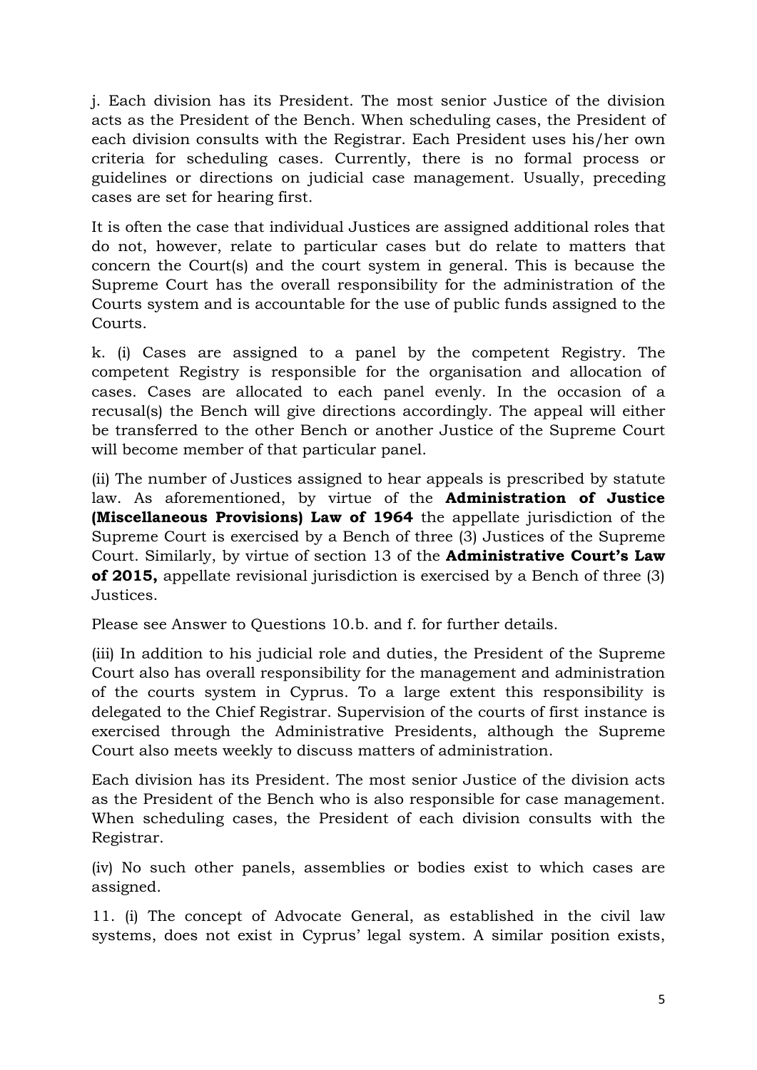j. Each division has its President. The most senior Justice of the division acts as the President of the Bench. When scheduling cases, the President of each division consults with the Registrar. Each President uses his/her own criteria for scheduling cases. Currently, there is no formal process or guidelines or directions on judicial case management. Usually, preceding cases are set for hearing first.

It is often the case that individual Justices are assigned additional roles that do not, however, relate to particular cases but do relate to matters that concern the Court(s) and the court system in general. This is because the Supreme Court has the overall responsibility for the administration of the Courts system and is accountable for the use of public funds assigned to the Courts.

k. (i) Cases are assigned to a panel by the competent Registry. The competent Registry is responsible for the organisation and allocation of cases. Cases are allocated to each panel evenly. In the occasion of a recusal(s) the Bench will give directions accordingly. The appeal will either be transferred to the other Bench or another Justice of the Supreme Court will become member of that particular panel.

(ii) The number of Justices assigned to hear appeals is prescribed by statute law. As aforementioned, by virtue of the **Administration of Justice (Miscellaneous Provisions) Law of 1964** the appellate jurisdiction of the Supreme Court is exercised by a Bench of three (3) Justices of the Supreme Court. Similarly, by virtue of section 13 of the **Administrative Court's Law of 2015,** appellate revisional jurisdiction is exercised by a Bench of three (3) Justices.

Please see Answer to Questions 10.b. and f. for further details.

(iii) In addition to his judicial role and duties, the President of the Supreme Court also has overall responsibility for the management and administration of the courts system in Cyprus. To a large extent this responsibility is delegated to the Chief Registrar. Supervision of the courts of first instance is exercised through the Administrative Presidents, although the Supreme Court also meets weekly to discuss matters of administration.

Each division has its President. The most senior Justice of the division acts as the President of the Bench who is also responsible for case management. When scheduling cases, the President of each division consults with the Registrar.

(iv) No such other panels, assemblies or bodies exist to which cases are assigned.

11. (i) The concept of Advocate General, as established in the civil law systems, does not exist in Cyprus' legal system. A similar position exists,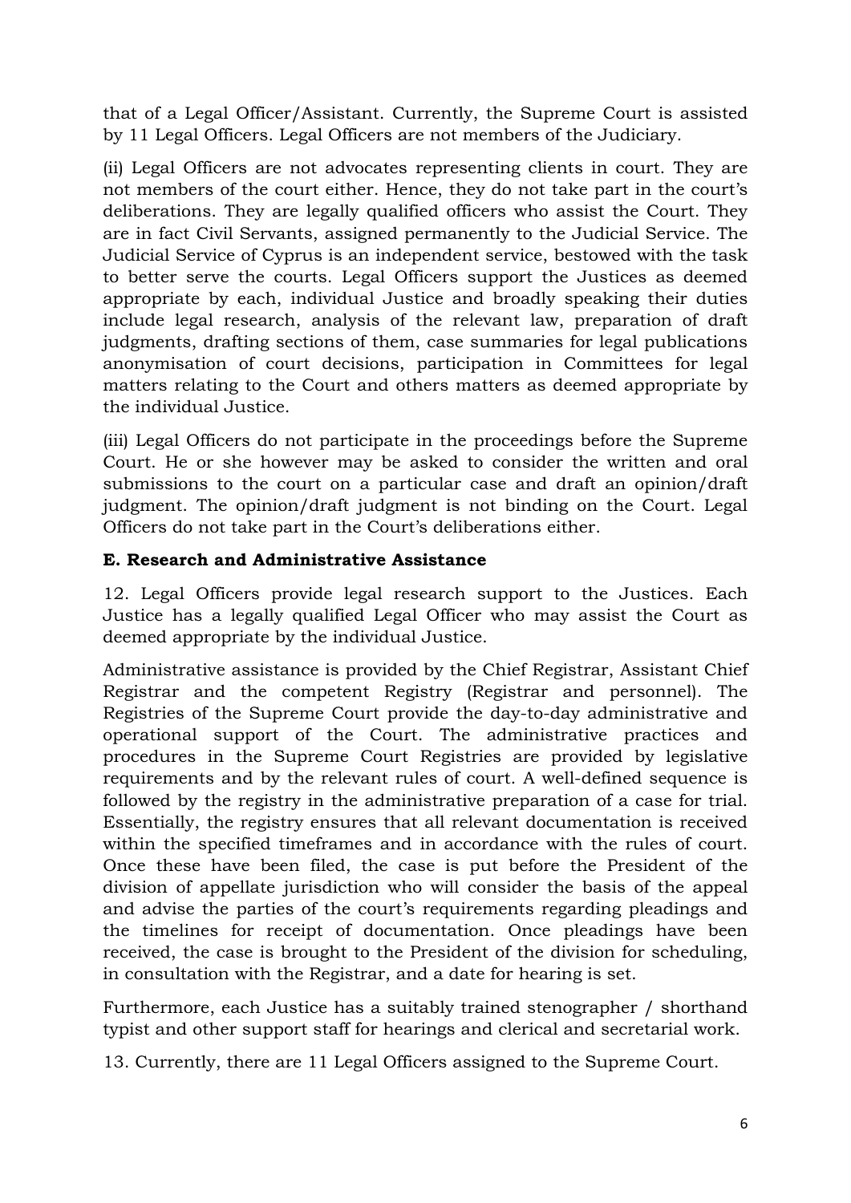that of a Legal Officer/Assistant. Currently, the Supreme Court is assisted by 11 Legal Officers. Legal Officers are not members of the Judiciary.

(ii) Legal Officers are not advocates representing clients in court. They are not members of the court either. Hence, they do not take part in the court's deliberations. They are legally qualified officers who assist the Court. They are in fact Civil Servants, assigned permanently to the Judicial Service. The Judicial Service of Cyprus is an independent service, bestowed with the task to better serve the courts. Legal Officers support the Justices as deemed appropriate by each, individual Justice and broadly speaking their duties include legal research, analysis of the relevant law, preparation of draft judgments, drafting sections of them, case summaries for legal publications anonymisation of court decisions, participation in Committees for legal matters relating to the Court and others matters as deemed appropriate by the individual Justice.

(iii) Legal Officers do not participate in the proceedings before the Supreme Court. He or she however may be asked to consider the written and oral submissions to the court on a particular case and draft an opinion/draft judgment. The opinion/draft judgment is not binding on the Court. Legal Officers do not take part in the Court's deliberations either.

**E. Research and Administrative Assistance**

12. Legal Officers provide legal research support to the Justices. Each Justice has a legally qualified Legal Officer who may assist the Court as deemed appropriate by the individual Justice.

Administrative assistance is provided by the Chief Registrar, Assistant Chief Registrar and the competent Registry (Registrar and personnel). The Registries of the Supreme Court provide the day-to-day administrative and operational support of the Court. The administrative practices and procedures in the Supreme Court Registries are provided by legislative requirements and by the relevant rules of court. A well-defined sequence is followed by the registry in the administrative preparation of a case for trial. Essentially, the registry ensures that all relevant documentation is received within the specified timeframes and in accordance with the rules of court. Once these have been filed, the case is put before the President of the division of appellate jurisdiction who will consider the basis of the appeal and advise the parties of the court's requirements regarding pleadings and the timelines for receipt of documentation. Once pleadings have been received, the case is brought to the President of the division for scheduling, in consultation with the Registrar, and a date for hearing is set.

Furthermore, each Justice has a suitably trained stenographer / shorthand typist and other support staff for hearings and clerical and secretarial work.

13. Currently, there are 11 Legal Officers assigned to the Supreme Court.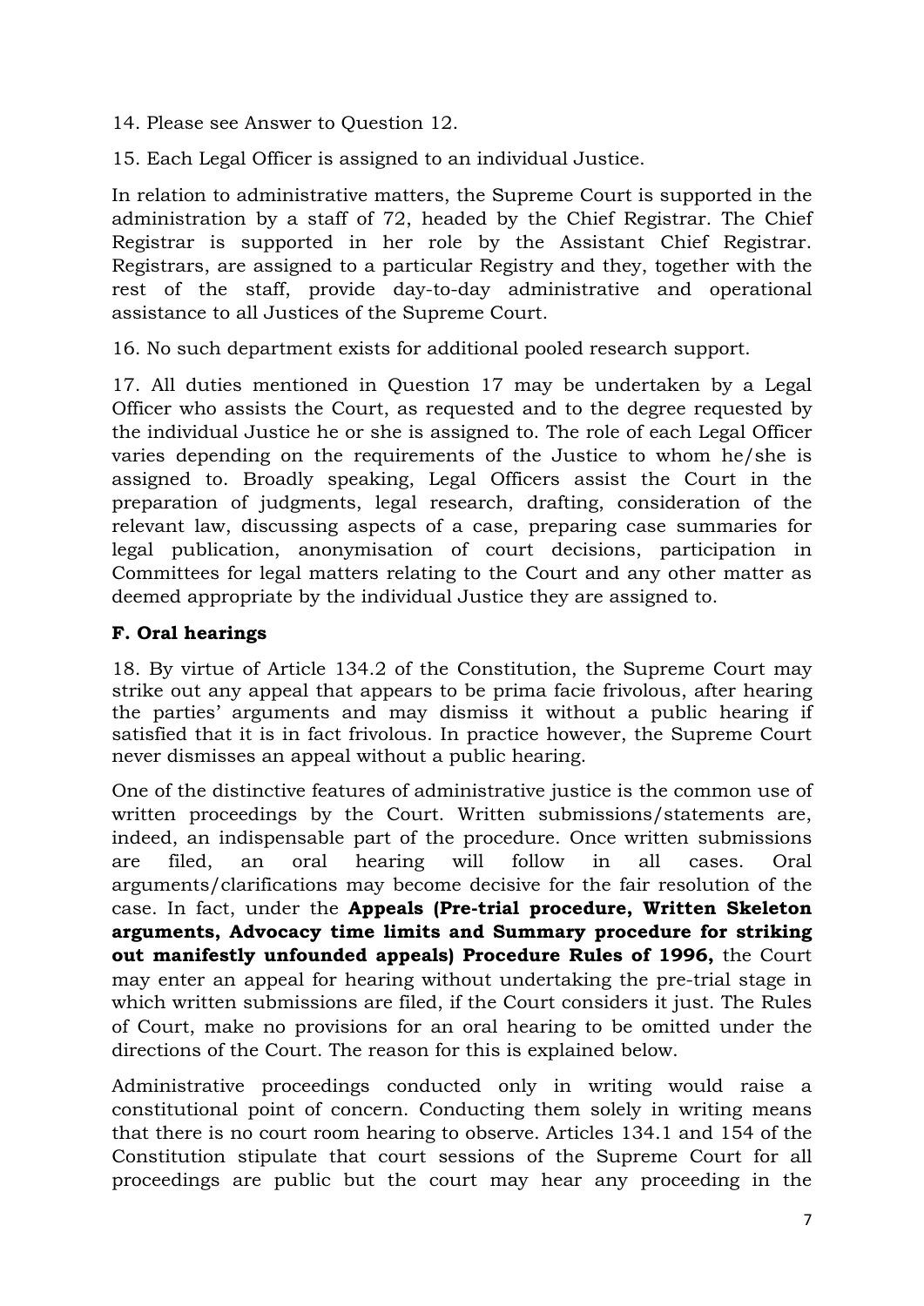14. Please see Answer to Question 12.

15. Each Legal Officer is assigned to an individual Justice.

In relation to administrative matters, the Supreme Court is supported in the administration by a staff of 72, headed by the Chief Registrar. The Chief Registrar is supported in her role by the Assistant Chief Registrar. Registrars, are assigned to a particular Registry and they, together with the rest of the staff, provide day-to-day administrative and operational assistance to all Justices of the Supreme Court.

16. No such department exists for additional pooled research support.

17. All duties mentioned in Question 17 may be undertaken by a Legal Officer who assists the Court, as requested and to the degree requested by the individual Justice he or she is assigned to. The role of each Legal Officer varies depending on the requirements of the Justice to whom he/she is assigned to. Broadly speaking, Legal Officers assist the Court in the preparation of judgments, legal research, drafting, consideration of the relevant law, discussing aspects of a case, preparing case summaries for legal publication, anonymisation of court decisions, participation in Committees for legal matters relating to the Court and any other matter as deemed appropriate by the individual Justice they are assigned to.

### F. Oral hearings

18. By virtue of Article 134.2 of the Constitution, the Supreme Court may strike out any appeal that appears to be prima facie frivolous, after hearing the parties' arguments and may dismiss it without a public hearing if satisfied that it is in fact frivolous. In practice however, the Supreme Court never dismisses an appeal without a public hearing.

One of the distinctive features of administrative justice is the common use of written proceedings by the Court. Written submissions/statements are, indeed, an indispensable part of the procedure. Once written submissions are filed, an oral hearing will follow in all cases. Oral arguments/clarifications may become decisive for the fair resolution of the case. In fact, under the **Appeals (Pre-trial procedure, Written Skeleton arguments, Advocacy time limits and Summary procedure for striking out manifestly unfounded appeals) Procedure Rules of 1996,** the Court may enter an appeal for hearing without undertaking the pre-trial stage in which written submissions are filed, if the Court considers it just. The Rules of Court, make no provisions for an oral hearing to be omitted under the directions of the Court. The reason for this is explained below.

Administrative proceedings conducted only in writing would raise a constitutional point of concern. Conducting them solely in writing means that there is no court room hearing to observe. Articles 134.1 and 154 of the Constitution stipulate that court sessions of the Supreme Court for all proceedings are public but the court may hear any proceeding in the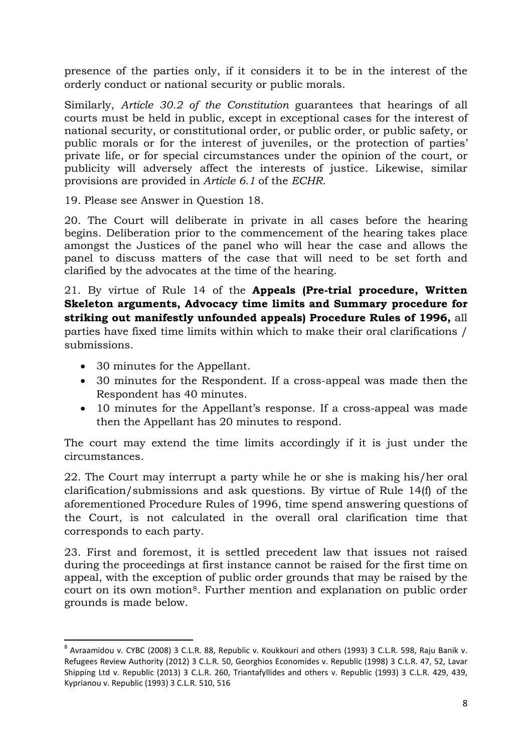presence of the parties only, if it considers it to be in the interest of the orderly conduct or national security or public morals.

Similarly, *Article 30.2 of the Constitution* guarantees that hearings of all courts must be held in public, except in exceptional cases for the interest of national security, or constitutional order, or public order, or public safety, or public morals or for the interest of juveniles, or the protection of parties' private life, or for special circumstances under the opinion of the court, or publicity will adversely affect the interests of justice. Likewise, similar provisions are provided in *Article 6.1* of the *ECHR*.

19. Please see Answer in Question 18.

20. The Court will deliberate in private in all cases before the hearing begins. Deliberation prior to the commencement of the hearing takes place amongst the Justices of the panel who will hear the case and allows the panel to discuss matters of the case that will need to be set forth and clarified by the advocates at the time of the hearing.

21. By virtue of Rule 14 of the **Appeals (Pre-trial procedure, Written Skeleton arguments, Advocacy time limits and Summary procedure for striking out manifestly unfounded appeals) Procedure Rules of 1996,** all parties have fixed time limits within which to make their oral clarifications / submissions.

- 30 minutes for the Appellant.
- 30 minutes for the Respondent. If a cross-appeal was made then the Respondent has 40 minutes.
- 10 minutes for the Appellant's response. If a cross-appeal was made then the Appellant has 20 minutes to respond.

The court may extend the time limits accordingly if it is just under the circumstances.

22. The Court may interrupt a party while he or she is making his/her oral clarification/submissions and ask questions. By virtue of Rule 14(f) of the aforementioned Procedure Rules of 1996, time spend answering questions of the Court, is not calculated in the overall oral clarification time that corresponds to each party.

23. First and foremost, it is settled precedent law that issues not raised during the proceedings at first instance cannot be raised for the first time on appeal, with the exception of public order grounds that may be raised by the court on its own motion[8]. Further mention and explanation on public order grounds is made below.

[8] Avraamidou v. CYBC (2008) 3 C.L.R. 88, Republic v. Koukkouri and others (1993) 3 C.L.R. 598, Raju Banik v. Refugees Review Authority (2012) 3 C.L.R. 50, Georghios Economides v. Republic (1998) 3 C.L.R. 47, 52, Lavar Shipping Ltd v. Republic (2013) 3 C.L.R. 260, Triantafyllides and others v. Republic (1993) 3 C.L.R. 429, 439, Kyprianou v. Republic (1993) 3 C.L.R. 510, 516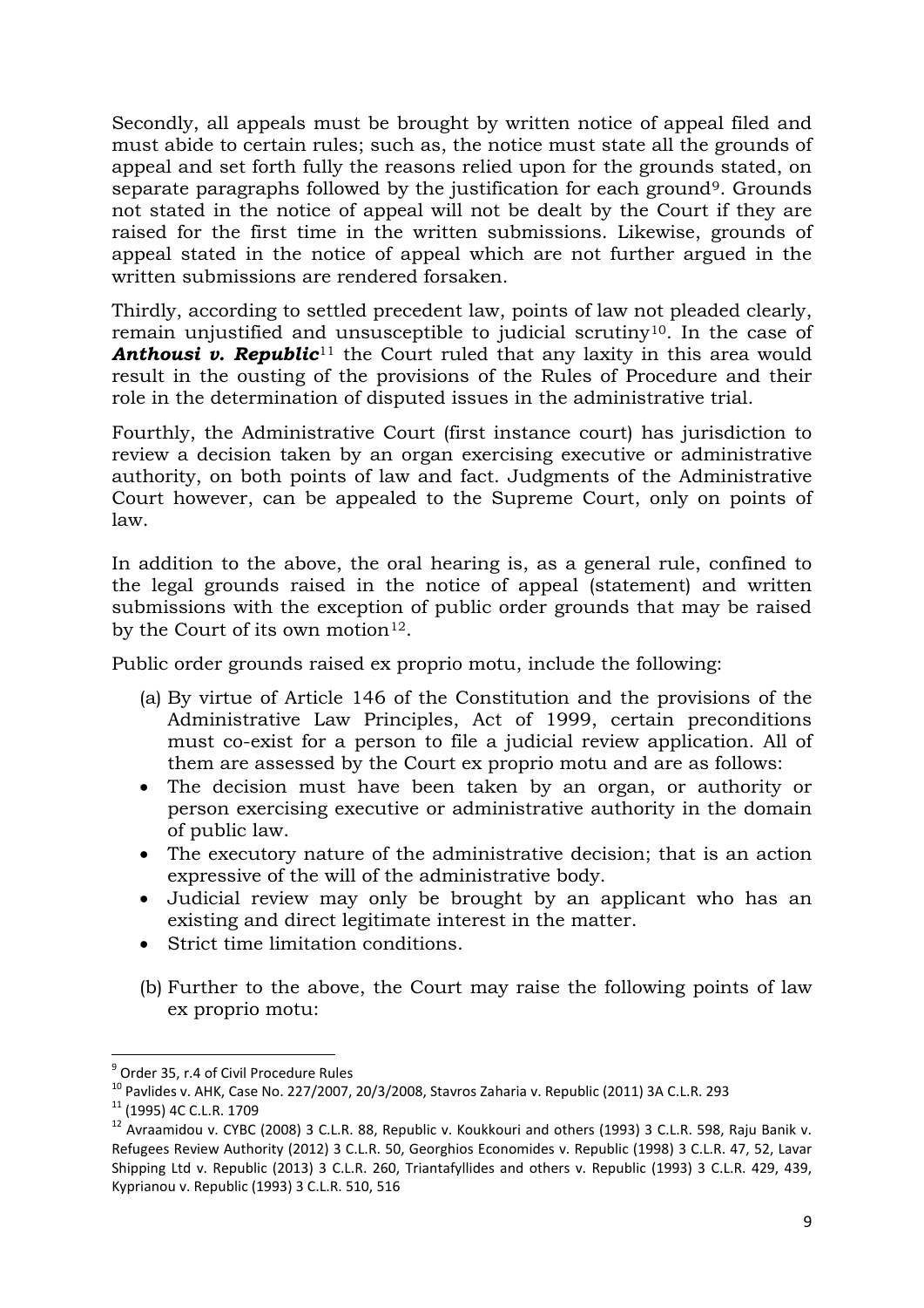Secondly, all appeals must be brought by written notice of appeal filed and must abide to certain rules; such as, the notice must state all the grounds of appeal and set forth fully the reasons relied upon for the grounds stated, on separate paragraphs followed by the justification for each ground[9]. Grounds not stated in the notice of appeal will not be dealt by the Court if they are raised for the first time in the written submissions. Likewise, grounds of appeal stated in the notice of appeal which are not further argued in the written submissions are rendered forsaken.

Thirdly, according to settled precedent law, points of law not pleaded clearly, remain unjustified and unsusceptible to judicial scrutiny[10]. In the case of ***Anthousi v. Republic***[11] the Court ruled that any laxity in this area would result in the ousting of the provisions of the Rules of Procedure and their role in the determination of disputed issues in the administrative trial.

Fourthly, the Administrative Court (first instance court) has jurisdiction to review a decision taken by an organ exercising executive or administrative authority, on both points of law and fact. Judgments of the Administrative Court however, can be appealed to the Supreme Court, only on points of law.

In addition to the above, the oral hearing is, as a general rule, confined to the legal grounds raised in the notice of appeal (statement) and written submissions with the exception of public order grounds that may be raised by the Court of its own motion[12].

Public order grounds raised ex proprio motu, include the following:

(a) By virtue of Article 146 of the Constitution and the provisions of the Administrative Law Principles, Act of 1999, certain preconditions must co-exist for a person to file a judicial review application. All of them are assessed by the Court ex proprio motu and are as follows:

- The decision must have been taken by an organ, or authority or person exercising executive or administrative authority in the domain of public law.
- The executory nature of the administrative decision; that is an action expressive of the will of the administrative body.
- Judicial review may only be brought by an applicant who has an existing and direct legitimate interest in the matter.
- Strict time limitation conditions.

(b) Further to the above, the Court may raise the following points of law ex proprio motu:

---

[9] Order 35, r.4 of Civil Procedure Rules

[10] Pavlides v. AHK, Case No. 227/2007, 20/3/2008, Stavros Zaharia v. Republic (2011) 3A C.L.R. 293

[11] (1995) 4C C.L.R. 1709

[12] Avraamidou v. CYBC (2008) 3 C.L.R. 88, Republic v. Koukkouri and others (1993) 3 C.L.R. 598, Raju Banik v. Refugees Review Authority (2012) 3 C.L.R. 50, Georghios Economides v. Republic (1998) 3 C.L.R. 47, 52, Lavar Shipping Ltd v. Republic (2013) 3 C.L.R. 260, Triantafyllides and others v. Republic (1993) 3 C.L.R. 429, 439, Kyprianou v. Republic (1993) 3 C.L.R. 510, 516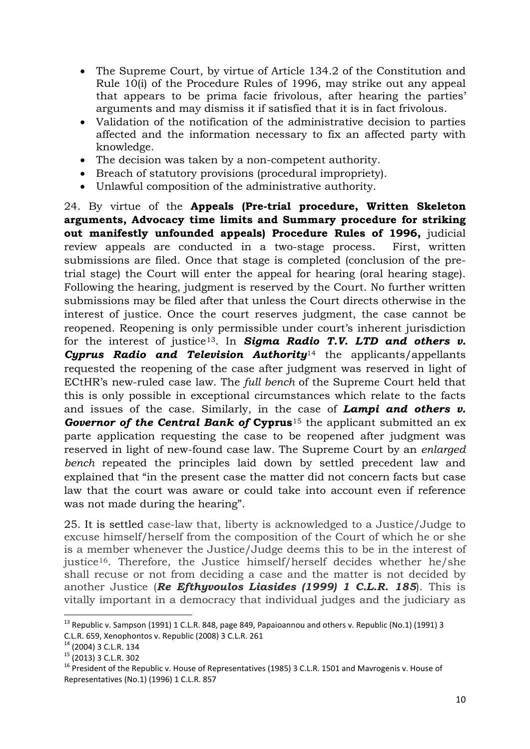- The Supreme Court, by virtue of Article 134.2 of the Constitution and Rule 10(i) of the Procedure Rules of 1996, may strike out any appeal that appears to be prima facie frivolous, after hearing the parties' arguments and may dismiss it if satisfied that it is in fact frivolous.
- Validation of the notification of the administrative decision to parties affected and the information necessary to fix an affected party with knowledge.
- The decision was taken by a non-competent authority.
- Breach of statutory provisions (procedural impropriety).
- Unlawful composition of the administrative authority.

24. By virtue of the **Appeals (Pre-trial procedure, Written Skeleton arguments, Advocacy time limits and Summary procedure for striking out manifestly unfounded appeals) Procedure Rules of 1996,** judicial review appeals are conducted in a two-stage process. First, written submissions are filed. Once that stage is completed (conclusion of the pre-trial stage) the Court will enter the appeal for hearing (oral hearing stage). Following the hearing, judgment is reserved by the Court. No further written submissions may be filed after that unless the Court directs otherwise in the interest of justice. Once the court reserves judgment, the case cannot be reopened. Reopening is only permissible under court's inherent jurisdiction for the interest of justice[13]. In ***Sigma Radio T.V. LTD and others v. Cyprus Radio and Television Authority***[14] the applicants/appellants requested the reopening of the case after judgment was reserved in light of ECtHR's new-ruled case law. The *full bench* of the Supreme Court held that this is only possible in exceptional circumstances which relate to the facts and issues of the case. Similarly, in the case of ***Lampi and others v. Governor of the Central Bank of* Cyprus**[15] the applicant submitted an ex parte application requesting the case to be reopened after judgment was reserved in light of new-found case law. The Supreme Court by an *enlarged bench* repeated the principles laid down by settled precedent law and explained that "in the present case the matter did not concern facts but case law that the court was aware or could take into account even if reference was not made during the hearing".

25. It is settled case-law that, liberty is acknowledged to a Justice/Judge to excuse himself/herself from the composition of the Court of which he or she is a member whenever the Justice/Judge deems this to be in the interest of justice[16]. Therefore, the Justice himself/herself decides whether he/she shall recuse or not from deciding a case and the matter is not decided by another Justice (***Re Efthyvoulos Liasides (1999) 1 C.L.R. 185***). This is vitally important in a democracy that individual judges and the judiciary as

---

[13] Republic v. Sampson (1991) 1 C.L.R. 848, page 849, Papaioannou and others v. Republic (No.1) (1991) 3 C.L.R. 659, Xenophontos v. Republic (2008) 3 C.L.R. 261

[14] (2004) 3 C.L.R. 134

[15] (2013) 3 C.L.R. 302

[16] President of the Republic v. House of Representatives (1985) 3 C.L.R. 1501 and Mavrogenis v. House of Representatives (No.1) (1996) 1 C.L.R. 857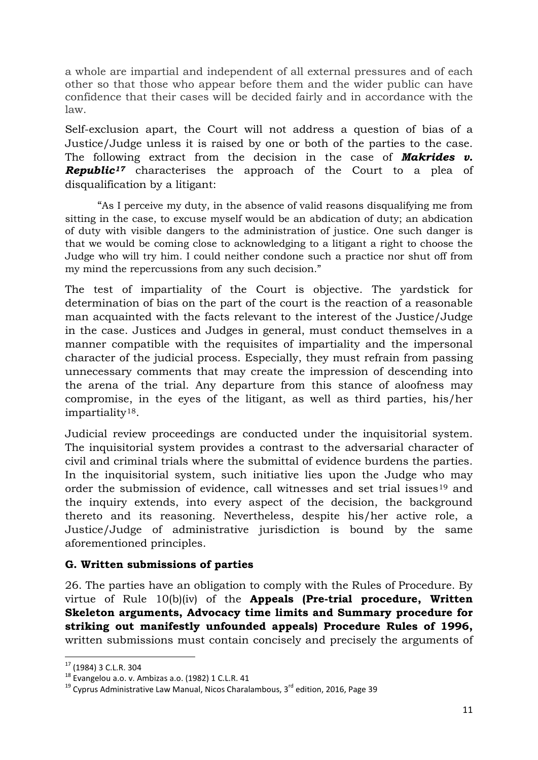a whole are impartial and independent of all external pressures and of each other so that those who appear before them and the wider public can have confidence that their cases will be decided fairly and in accordance with the law.

Self-exclusion apart, the Court will not address a question of bias of a Justice/Judge unless it is raised by one or both of the parties to the case. The following extract from the decision in the case of ***Makrides v. Republic***[17] characterises the approach of the Court to a plea of disqualification by a litigant:

> "As I perceive my duty, in the absence of valid reasons disqualifying me from sitting in the case, to excuse myself would be an abdication of duty; an abdication of duty with visible dangers to the administration of justice. One such danger is that we would be coming close to acknowledging to a litigant a right to choose the Judge who will try him. I could neither condone such a practice nor shut off from my mind the repercussions from any such decision."

The test of impartiality of the Court is objective. The yardstick for determination of bias on the part of the court is the reaction of a reasonable man acquainted with the facts relevant to the interest of the Justice/Judge in the case. Justices and Judges in general, must conduct themselves in a manner compatible with the requisites of impartiality and the impersonal character of the judicial process. Especially, they must refrain from passing unnecessary comments that may create the impression of descending into the arena of the trial. Any departure from this stance of aloofness may compromise, in the eyes of the litigant, as well as third parties, his/her impartiality[18].

Judicial review proceedings are conducted under the inquisitorial system. The inquisitorial system provides a contrast to the adversarial character of civil and criminal trials where the submittal of evidence burdens the parties. In the inquisitorial system, such initiative lies upon the Judge who may order the submission of evidence, call witnesses and set trial issues[19] and the inquiry extends, into every aspect of the decision, the background thereto and its reasoning. Nevertheless, despite his/her active role, a Justice/Judge of administrative jurisdiction is bound by the same aforementioned principles.

### G. Written submissions of parties

26. The parties have an obligation to comply with the Rules of Procedure. By virtue of Rule 10(b)(iv) of the **Appeals (Pre-trial procedure, Written Skeleton arguments, Advocacy time limits and Summary procedure for striking out manifestly unfounded appeals) Procedure Rules of 1996,** written submissions must contain concisely and precisely the arguments of

---

[17] (1984) 3 C.L.R. 304

[18] Evangelou a.o. v. Ambizas a.o. (1982) 1 C.L.R. 41

[19] Cyprus Administrative Law Manual, Nicos Charalambous, 3rd edition, 2016, Page 39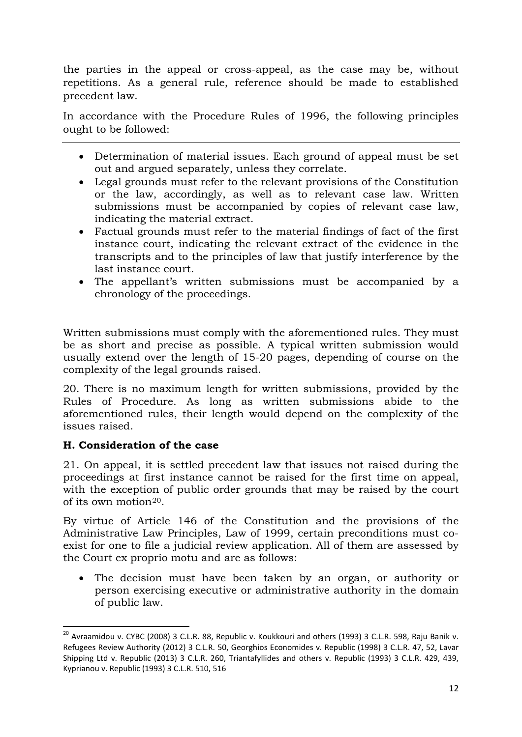the parties in the appeal or cross-appeal, as the case may be, without repetitions. As a general rule, reference should be made to established precedent law.

In accordance with the Procedure Rules of 1996, the following principles ought to be followed:

---

- Determination of material issues. Each ground of appeal must be set out and argued separately, unless they correlate.
- Legal grounds must refer to the relevant provisions of the Constitution or the law, accordingly, as well as to relevant case law. Written submissions must be accompanied by copies of relevant case law, indicating the material extract.
- Factual grounds must refer to the material findings of fact of the first instance court, indicating the relevant extract of the evidence in the transcripts and to the principles of law that justify interference by the last instance court.
- The appellant's written submissions must be accompanied by a chronology of the proceedings.

Written submissions must comply with the aforementioned rules. They must be as short and precise as possible. A typical written submission would usually extend over the length of 15-20 pages, depending of course on the complexity of the legal grounds raised.

20. There is no maximum length for written submissions, provided by the Rules of Procedure. As long as written submissions abide to the aforementioned rules, their length would depend on the complexity of the issues raised.

### H. Consideration of the case

21. On appeal, it is settled precedent law that issues not raised during the proceedings at first instance cannot be raised for the first time on appeal, with the exception of public order grounds that may be raised by the court of its own motion[20].

By virtue of Article 146 of the Constitution and the provisions of the Administrative Law Principles, Law of 1999, certain preconditions must co-exist for one to file a judicial review application. All of them are assessed by the Court ex proprio motu and are as follows:

- The decision must have been taken by an organ, or authority or person exercising executive or administrative authority in the domain of public law.

---

[20] Avraamidou v. CYBC (2008) 3 C.L.R. 88, Republic v. Koukkouri and others (1993) 3 C.L.R. 598, Raju Banik v. Refugees Review Authority (2012) 3 C.L.R. 50, Georghios Economides v. Republic (1998) 3 C.L.R. 47, 52, Lavar Shipping Ltd v. Republic (2013) 3 C.L.R. 260, Triantafyllides and others v. Republic (1993) 3 C.L.R. 429, 439, Kyprianou v. Republic (1993) 3 C.L.R. 510, 516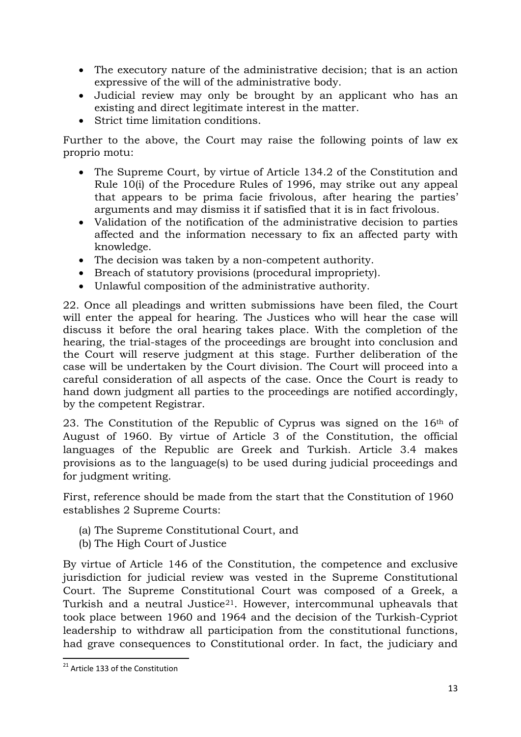- The executory nature of the administrative decision; that is an action expressive of the will of the administrative body.
- Judicial review may only be brought by an applicant who has an existing and direct legitimate interest in the matter.
- Strict time limitation conditions.

Further to the above, the Court may raise the following points of law ex proprio motu:

- The Supreme Court, by virtue of Article 134.2 of the Constitution and Rule 10(i) of the Procedure Rules of 1996, may strike out any appeal that appears to be prima facie frivolous, after hearing the parties' arguments and may dismiss it if satisfied that it is in fact frivolous.
- Validation of the notification of the administrative decision to parties affected and the information necessary to fix an affected party with knowledge.
- The decision was taken by a non-competent authority.
- Breach of statutory provisions (procedural impropriety).
- Unlawful composition of the administrative authority.

22. Once all pleadings and written submissions have been filed, the Court will enter the appeal for hearing. The Justices who will hear the case will discuss it before the oral hearing takes place. With the completion of the hearing, the trial-stages of the proceedings are brought into conclusion and the Court will reserve judgment at this stage. Further deliberation of the case will be undertaken by the Court division. The Court will proceed into a careful consideration of all aspects of the case. Once the Court is ready to hand down judgment all parties to the proceedings are notified accordingly, by the competent Registrar.

23. The Constitution of the Republic of Cyprus was signed on the 16th of August of 1960. By virtue of Article 3 of the Constitution, the official languages of the Republic are Greek and Turkish. Article 3.4 makes provisions as to the language(s) to be used during judicial proceedings and for judgment writing.

First, reference should be made from the start that the Constitution of 1960 establishes 2 Supreme Courts:

(a) The Supreme Constitutional Court, and
(b) The High Court of Justice

By virtue of Article 146 of the Constitution, the competence and exclusive jurisdiction for judicial review was vested in the Supreme Constitutional Court. The Supreme Constitutional Court was composed of a Greek, a Turkish and a neutral Justice[21]. However, intercommunal upheavals that took place between 1960 and 1964 and the decision of the Turkish-Cypriot leadership to withdraw all participation from the constitutional functions, had grave consequences to Constitutional order. In fact, the judiciary and

[21] Article 133 of the Constitution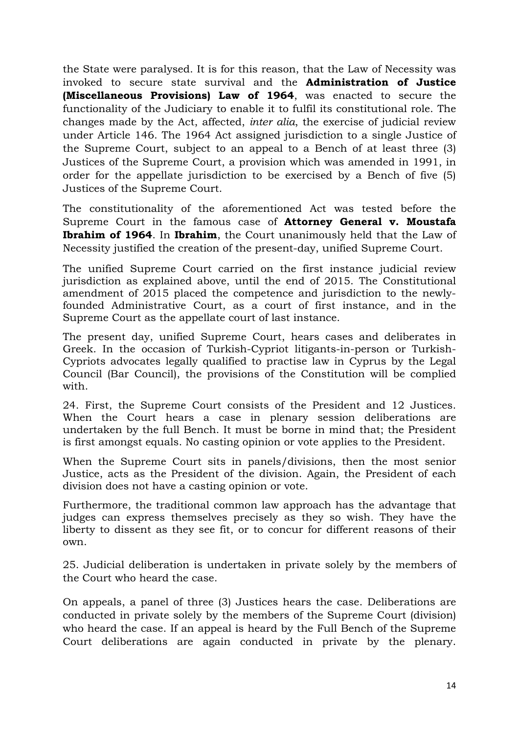the State were paralysed. It is for this reason, that the Law of Necessity was invoked to secure state survival and the **Administration of Justice (Miscellaneous Provisions) Law of 1964**, was enacted to secure the functionality of the Judiciary to enable it to fulfil its constitutional role. The changes made by the Act, affected, *inter alia*, the exercise of judicial review under Article 146. The 1964 Act assigned jurisdiction to a single Justice of the Supreme Court, subject to an appeal to a Bench of at least three (3) Justices of the Supreme Court, a provision which was amended in 1991, in order for the appellate jurisdiction to be exercised by a Bench of five (5) Justices of the Supreme Court.

The constitutionality of the aforementioned Act was tested before the Supreme Court in the famous case of **Attorney General v. Moustafa Ibrahim of 1964**. In **Ibrahim**, the Court unanimously held that the Law of Necessity justified the creation of the present-day, unified Supreme Court.

The unified Supreme Court carried on the first instance judicial review jurisdiction as explained above, until the end of 2015. The Constitutional amendment of 2015 placed the competence and jurisdiction to the newly-founded Administrative Court, as a court of first instance, and in the Supreme Court as the appellate court of last instance.

The present day, unified Supreme Court, hears cases and deliberates in Greek. In the occasion of Turkish-Cypriot litigants-in-person or Turkish-Cypriots advocates legally qualified to practise law in Cyprus by the Legal Council (Bar Council), the provisions of the Constitution will be complied with.

24. First, the Supreme Court consists of the President and 12 Justices. When the Court hears a case in plenary session deliberations are undertaken by the full Bench. It must be borne in mind that; the President is first amongst equals. No casting opinion or vote applies to the President.

When the Supreme Court sits in panels/divisions, then the most senior Justice, acts as the President of the division. Again, the President of each division does not have a casting opinion or vote.

Furthermore, the traditional common law approach has the advantage that judges can express themselves precisely as they so wish. They have the liberty to dissent as they see fit, or to concur for different reasons of their own.

25. Judicial deliberation is undertaken in private solely by the members of the Court who heard the case.

On appeals, a panel of three (3) Justices hears the case. Deliberations are conducted in private solely by the members of the Supreme Court (division) who heard the case. If an appeal is heard by the Full Bench of the Supreme Court deliberations are again conducted in private by the plenary.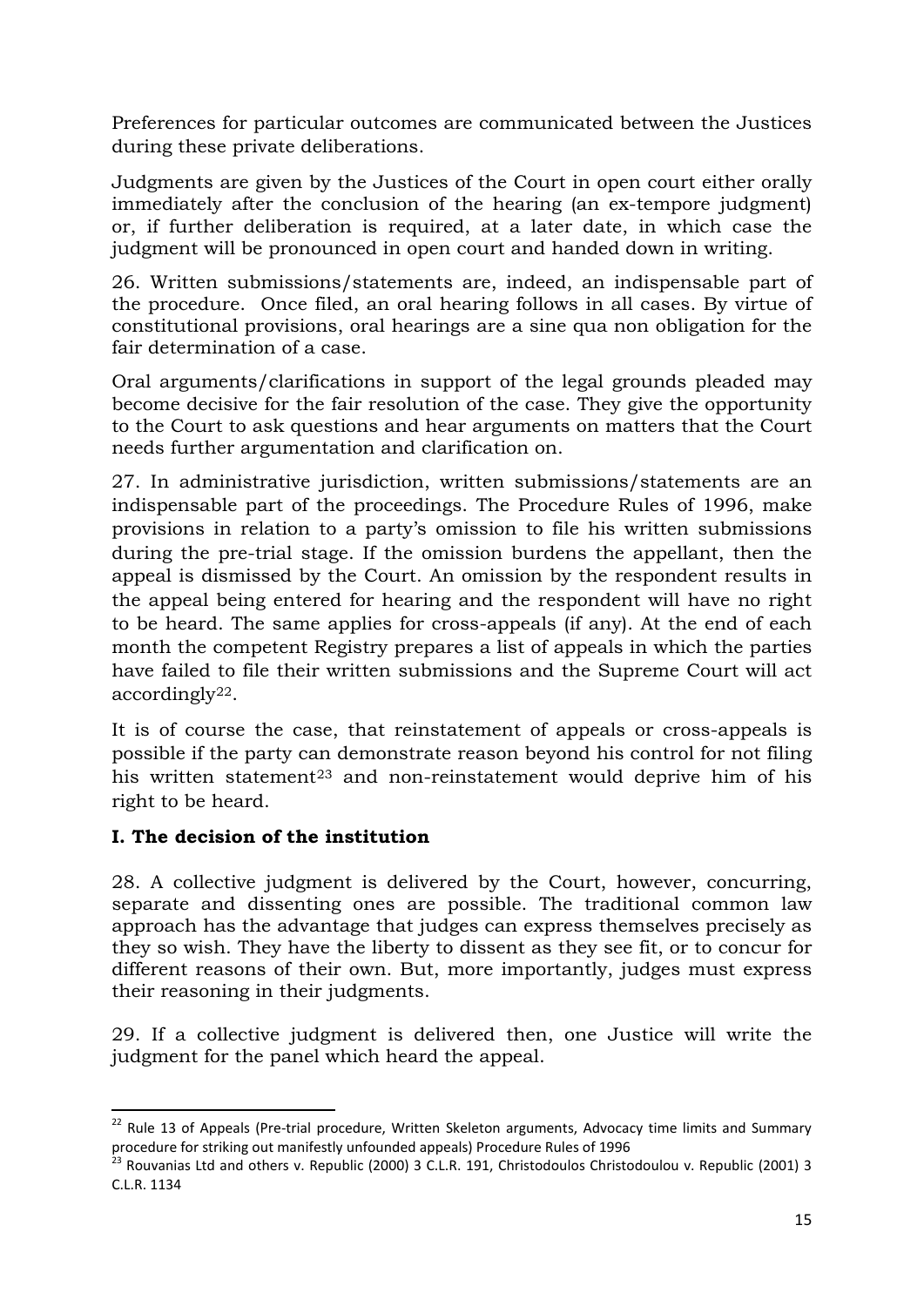Preferences for particular outcomes are communicated between the Justices during these private deliberations.

Judgments are given by the Justices of the Court in open court either orally immediately after the conclusion of the hearing (an ex-tempore judgment) or, if further deliberation is required, at a later date, in which case the judgment will be pronounced in open court and handed down in writing.

26. Written submissions/statements are, indeed, an indispensable part of the procedure. Once filed, an oral hearing follows in all cases. By virtue of constitutional provisions, oral hearings are a sine qua non obligation for the fair determination of a case.

Oral arguments/clarifications in support of the legal grounds pleaded may become decisive for the fair resolution of the case. They give the opportunity to the Court to ask questions and hear arguments on matters that the Court needs further argumentation and clarification on.

27. In administrative jurisdiction, written submissions/statements are an indispensable part of the proceedings. The Procedure Rules of 1996, make provisions in relation to a party's omission to file his written submissions during the pre-trial stage. If the omission burdens the appellant, then the appeal is dismissed by the Court. An omission by the respondent results in the appeal being entered for hearing and the respondent will have no right to be heard. The same applies for cross-appeals (if any). At the end of each month the competent Registry prepares a list of appeals in which the parties have failed to file their written submissions and the Supreme Court will act accordingly[22].

It is of course the case, that reinstatement of appeals or cross-appeals is possible if the party can demonstrate reason beyond his control for not filing his written statement[23] and non-reinstatement would deprive him of his right to be heard.

## I. The decision of the institution

28. A collective judgment is delivered by the Court, however, concurring, separate and dissenting ones are possible. The traditional common law approach has the advantage that judges can express themselves precisely as they so wish. They have the liberty to dissent as they see fit, or to concur for different reasons of their own. But, more importantly, judges must express their reasoning in their judgments.

29. If a collective judgment is delivered then, one Justice will write the judgment for the panel which heard the appeal.

---

[22] Rule 13 of Appeals (Pre-trial procedure, Written Skeleton arguments, Advocacy time limits and Summary procedure for striking out manifestly unfounded appeals) Procedure Rules of 1996

[23] Rouvanias Ltd and others v. Republic (2000) 3 C.L.R. 191, Christodoulos Christodoulou v. Republic (2001) 3 C.L.R. 1134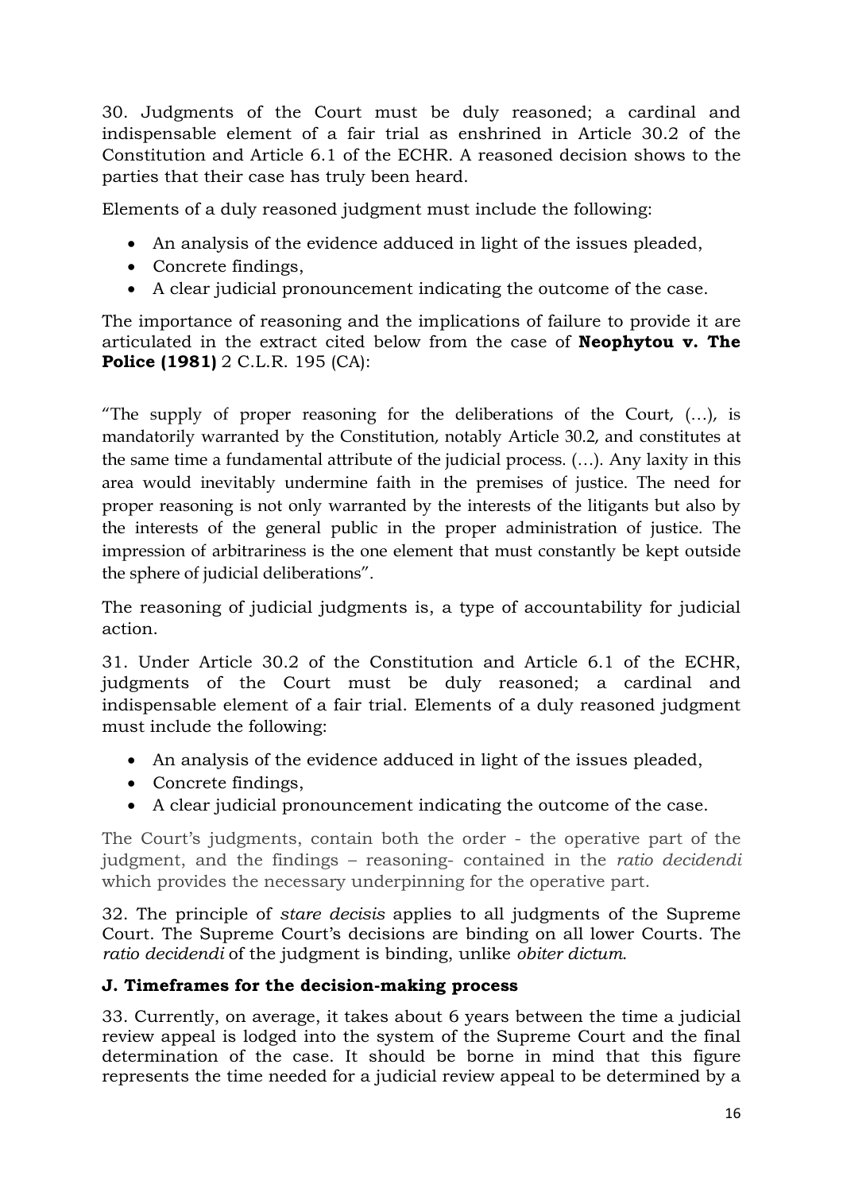30. Judgments of the Court must be duly reasoned; a cardinal and indispensable element of a fair trial as enshrined in Article 30.2 of the Constitution and Article 6.1 of the ECHR. A reasoned decision shows to the parties that their case has truly been heard.

Elements of a duly reasoned judgment must include the following:

- An analysis of the evidence adduced in light of the issues pleaded,
- Concrete findings,
- A clear judicial pronouncement indicating the outcome of the case.

The importance of reasoning and the implications of failure to provide it are articulated in the extract cited below from the case of **Neophytou v. The Police (1981)** 2 C.L.R. 195 (CA):

"The supply of proper reasoning for the deliberations of the Court, (…), is mandatorily warranted by the Constitution, notably Article 30.2, and constitutes at the same time a fundamental attribute of the judicial process. (…). Any laxity in this area would inevitably undermine faith in the premises of justice. The need for proper reasoning is not only warranted by the interests of the litigants but also by the interests of the general public in the proper administration of justice. The impression of arbitrariness is the one element that must constantly be kept outside the sphere of judicial deliberations".

The reasoning of judicial judgments is, a type of accountability for judicial action.

31. Under Article 30.2 of the Constitution and Article 6.1 of the ECHR, judgments of the Court must be duly reasoned; a cardinal and indispensable element of a fair trial. Elements of a duly reasoned judgment must include the following:

- An analysis of the evidence adduced in light of the issues pleaded,
- Concrete findings,
- A clear judicial pronouncement indicating the outcome of the case.

The Court's judgments, contain both the order - the operative part of the judgment, and the findings – reasoning- contained in the *ratio decidendi* which provides the necessary underpinning for the operative part.

32. The principle of *stare decisis* applies to all judgments of the Supreme Court. The Supreme Court's decisions are binding on all lower Courts. The *ratio decidendi* of the judgment is binding, unlike *obiter dictum*.

### J. Timeframes for the decision-making process

33. Currently, on average, it takes about 6 years between the time a judicial review appeal is lodged into the system of the Supreme Court and the final determination of the case. It should be borne in mind that this figure represents the time needed for a judicial review appeal to be determined by a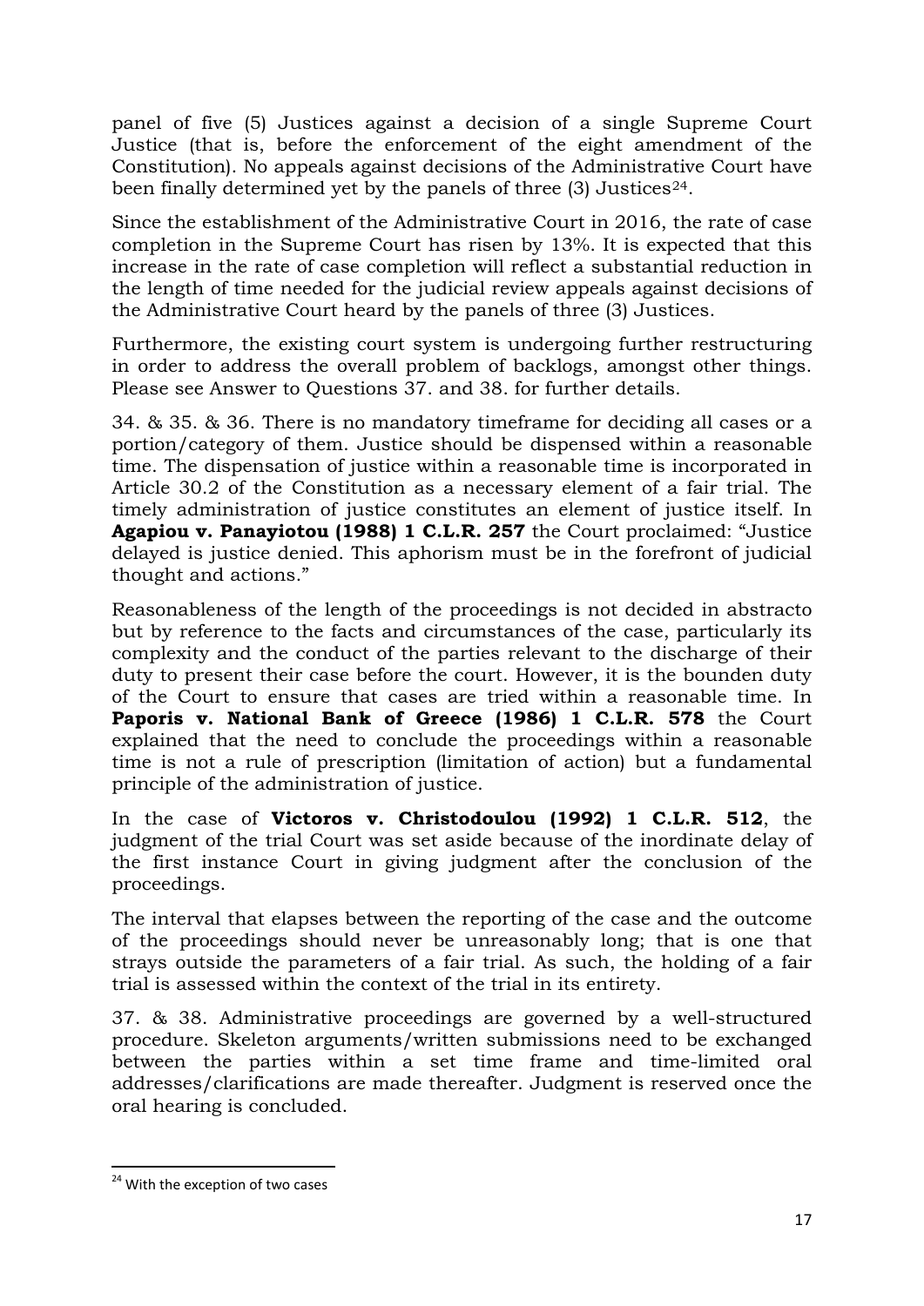panel of five (5) Justices against a decision of a single Supreme Court Justice (that is, before the enforcement of the eight amendment of the Constitution). No appeals against decisions of the Administrative Court have been finally determined yet by the panels of three (3) Justices[24].

Since the establishment of the Administrative Court in 2016, the rate of case completion in the Supreme Court has risen by 13%. It is expected that this increase in the rate of case completion will reflect a substantial reduction in the length of time needed for the judicial review appeals against decisions of the Administrative Court heard by the panels of three (3) Justices.

Furthermore, the existing court system is undergoing further restructuring in order to address the overall problem of backlogs, amongst other things. Please see Answer to Questions 37. and 38. for further details.

34. & 35. & 36. There is no mandatory timeframe for deciding all cases or a portion/category of them. Justice should be dispensed within a reasonable time. The dispensation of justice within a reasonable time is incorporated in Article 30.2 of the Constitution as a necessary element of a fair trial. The timely administration of justice constitutes an element of justice itself. In **Agapiou v. Panayiotou (1988) 1 C.L.R. 257** the Court proclaimed: "Justice delayed is justice denied. This aphorism must be in the forefront of judicial thought and actions."

Reasonableness of the length of the proceedings is not decided in abstracto but by reference to the facts and circumstances of the case, particularly its complexity and the conduct of the parties relevant to the discharge of their duty to present their case before the court. However, it is the bounden duty of the Court to ensure that cases are tried within a reasonable time. In **Paporis v. National Bank of Greece (1986) 1 C.L.R. 578** the Court explained that the need to conclude the proceedings within a reasonable time is not a rule of prescription (limitation of action) but a fundamental principle of the administration of justice.

In the case of **Victoros v. Christodoulou (1992) 1 C.L.R. 512**, the judgment of the trial Court was set aside because of the inordinate delay of the first instance Court in giving judgment after the conclusion of the proceedings.

The interval that elapses between the reporting of the case and the outcome of the proceedings should never be unreasonably long; that is one that strays outside the parameters of a fair trial. As such, the holding of a fair trial is assessed within the context of the trial in its entirety.

37. & 38. Administrative proceedings are governed by a well-structured procedure. Skeleton arguments/written submissions need to be exchanged between the parties within a set time frame and time-limited oral addresses/clarifications are made thereafter. Judgment is reserved once the oral hearing is concluded.

[24] With the exception of two cases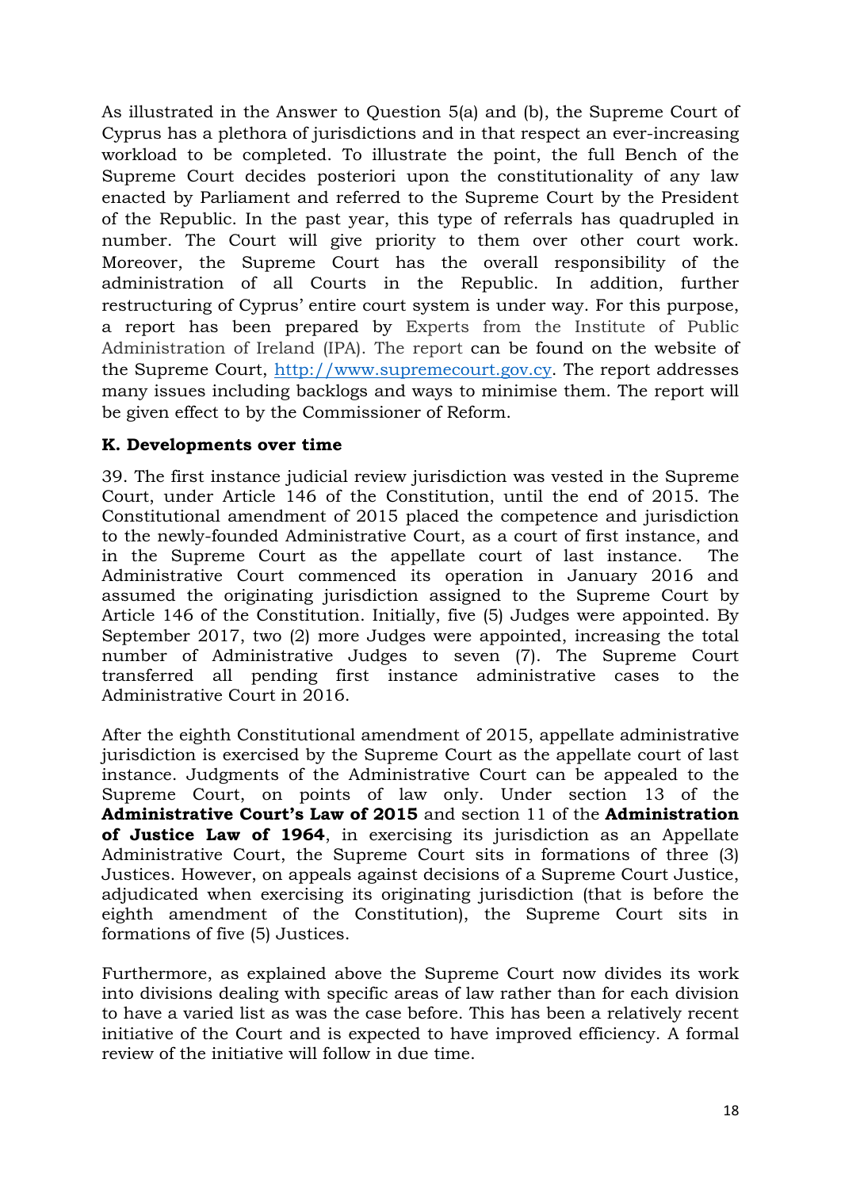As illustrated in the Answer to Question 5(a) and (b), the Supreme Court of Cyprus has a plethora of jurisdictions and in that respect an ever-increasing workload to be completed. To illustrate the point, the full Bench of the Supreme Court decides posteriori upon the constitutionality of any law enacted by Parliament and referred to the Supreme Court by the President of the Republic. In the past year, this type of referrals has quadrupled in number. The Court will give priority to them over other court work. Moreover, the Supreme Court has the overall responsibility of the administration of all Courts in the Republic. In addition, further restructuring of Cyprus' entire court system is under way. For this purpose, a report has been prepared by Experts from the Institute of Public Administration of Ireland (IPA). The report can be found on the website of the Supreme Court, [http://www.supremecourt.gov.cy](http://www.supremecourt.gov.cy). The report addresses many issues including backlogs and ways to minimise them. The report will be given effect to by the Commissioner of Reform.

**K. Developments over time**

39. The first instance judicial review jurisdiction was vested in the Supreme Court, under Article 146 of the Constitution, until the end of 2015. The Constitutional amendment of 2015 placed the competence and jurisdiction to the newly-founded Administrative Court, as a court of first instance, and in the Supreme Court as the appellate court of last instance. The Administrative Court commenced its operation in January 2016 and assumed the originating jurisdiction assigned to the Supreme Court by Article 146 of the Constitution. Initially, five (5) Judges were appointed. By September 2017, two (2) more Judges were appointed, increasing the total number of Administrative Judges to seven (7). The Supreme Court transferred all pending first instance administrative cases to the Administrative Court in 2016.

After the eighth Constitutional amendment of 2015, appellate administrative jurisdiction is exercised by the Supreme Court as the appellate court of last instance. Judgments of the Administrative Court can be appealed to the Supreme Court, on points of law only. Under section 13 of the **Administrative Court's Law of 2015** and section 11 of the **Administration of Justice Law of 1964**, in exercising its jurisdiction as an Appellate Administrative Court, the Supreme Court sits in formations of three (3) Justices. However, on appeals against decisions of a Supreme Court Justice, adjudicated when exercising its originating jurisdiction (that is before the eighth amendment of the Constitution), the Supreme Court sits in formations of five (5) Justices.

Furthermore, as explained above the Supreme Court now divides its work into divisions dealing with specific areas of law rather than for each division to have a varied list as was the case before. This has been a relatively recent initiative of the Court and is expected to have improved efficiency. A formal review of the initiative will follow in due time.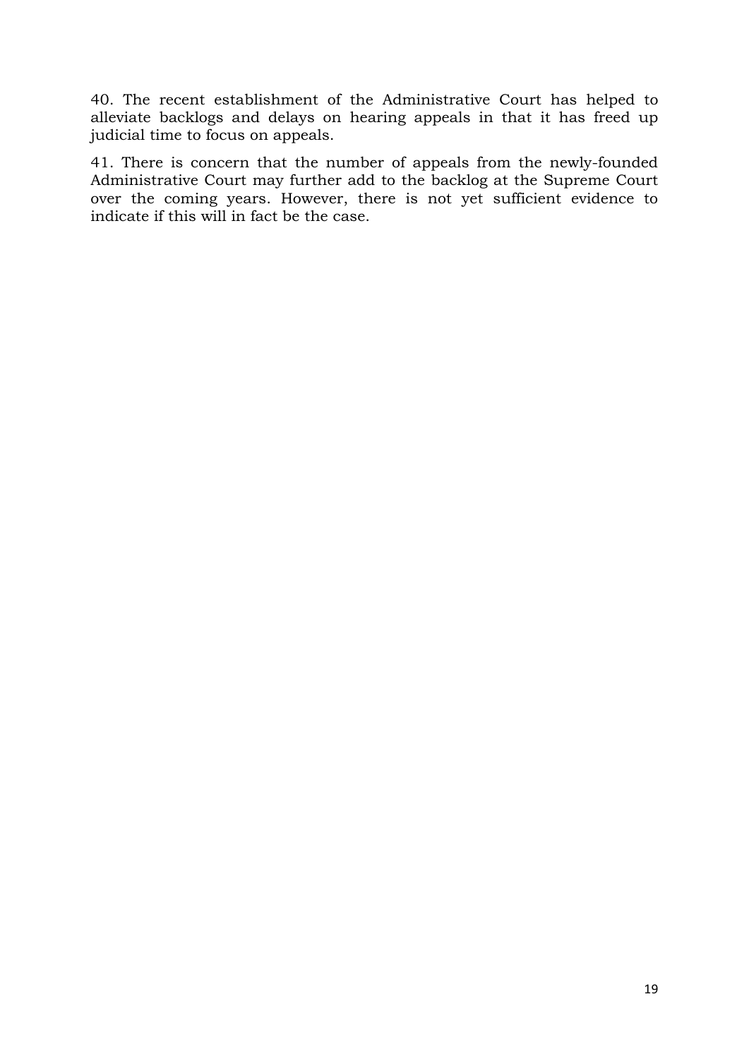40. The recent establishment of the Administrative Court has helped to alleviate backlogs and delays on hearing appeals in that it has freed up judicial time to focus on appeals.

41. There is concern that the number of appeals from the newly-founded Administrative Court may further add to the backlog at the Supreme Court over the coming years. However, there is not yet sufficient evidence to indicate if this will in fact be the case.